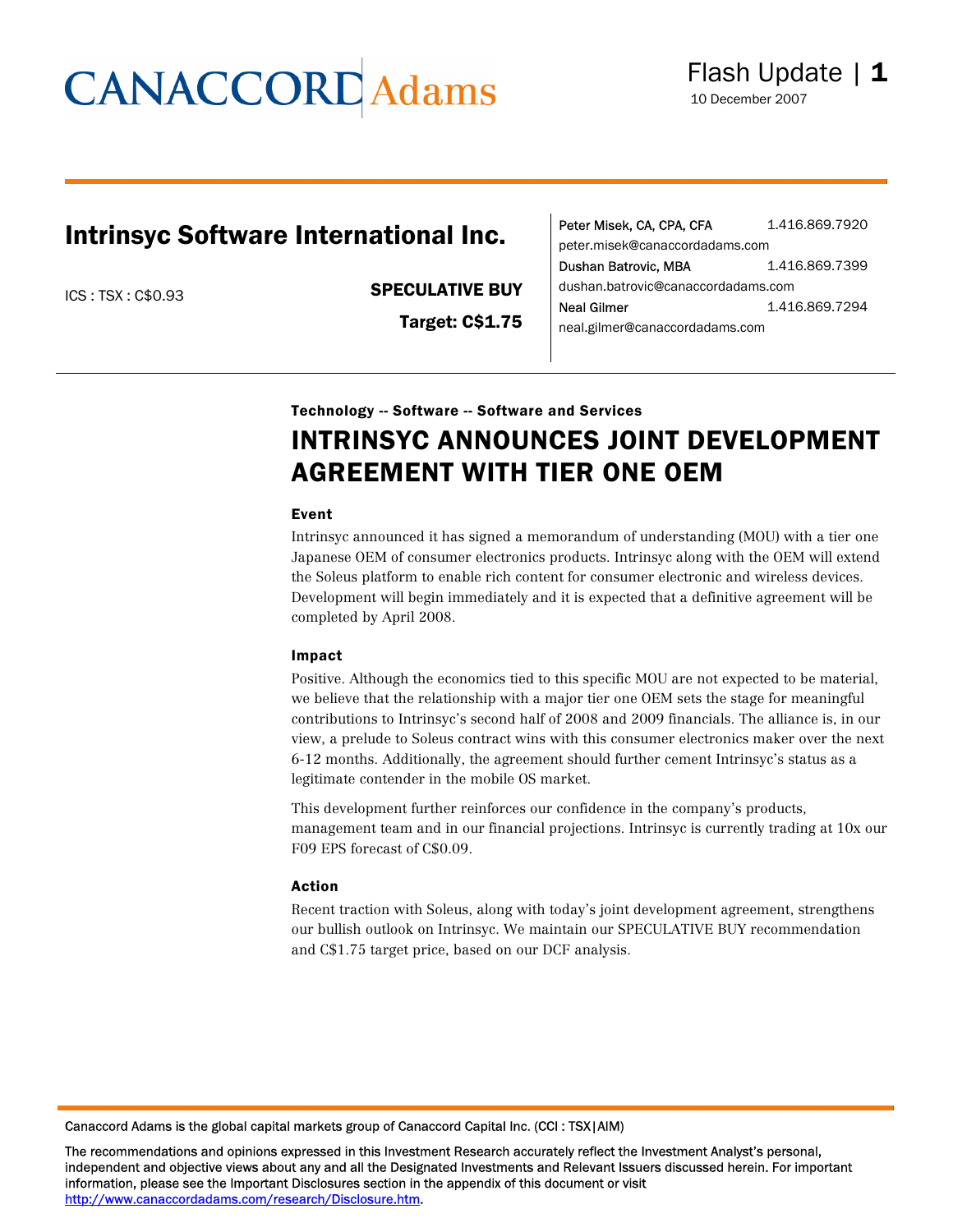CANACCORD Adams

Flash Update

10 December 2007

# Intrinsyc Software International Inc.

ICS : TSX : C$0.93

**SPECULATIVE BUY**

**Target: C$1.75**

Peter Misek, CA, CPA, CFA 1.416.869.7920
peter.misek@canaccordadams.com

Dushan Batrovic, MBA 1.416.869.7399
dushan.batrovic@canaccordadams.com

Neal Gilmer 1.416.869.7294
neal.gilmer@canaccordadams.com

**Technology -- Software -- Software and Services**

## INTRINSYC ANNOUNCES JOINT DEVELOPMENT AGREEMENT WITH TIER ONE OEM

### Event

Intrinsyc announced it has signed a memorandum of understanding (MOU) with a tier one Japanese OEM of consumer electronics products. Intrinsyc along with the OEM will extend the Soleus platform to enable rich content for consumer electronic and wireless devices. Development will begin immediately and it is expected that a definitive agreement will be completed by April 2008.

### Impact

Positive. Although the economics tied to this specific MOU are not expected to be material, we believe that the relationship with a major tier one OEM sets the stage for meaningful contributions to Intrinsyc's second half of 2008 and 2009 financials. The alliance is, in our view, a prelude to Soleus contract wins with this consumer electronics maker over the next 6-12 months. Additionally, the agreement should further cement Intrinsyc's status as a legitimate contender in the mobile OS market.

This development further reinforces our confidence in the company's products, management team and in our financial projections. Intrinsyc is currently trading at 10x our F09 EPS forecast of C$0.09.

### Action

Recent traction with Soleus, along with today's joint development agreement, strengthens our bullish outlook on Intrinsyc. We maintain our SPECULATIVE BUY recommendation and C$1.75 target price, based on our DCF analysis.

Canaccord Adams is the global capital markets group of Canaccord Capital Inc. (CCI : TSX|AIM)

The recommendations and opinions expressed in this Investment Research accurately reflect the Investment Analyst's personal, independent and objective views about any and all the Designated Investments and Relevant Issuers discussed herein. For important information, please see the Important Disclosures section in the appendix of this document or visit http://www.canaccordadams.com/research/Disclosure.htm.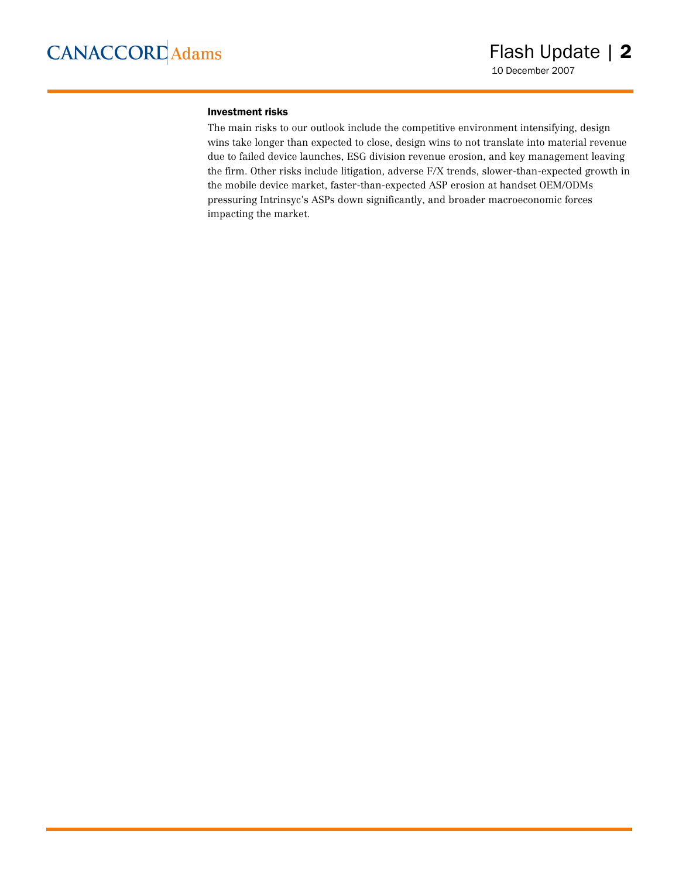### Investment risks

The main risks to our outlook include the competitive environment intensifying, design wins take longer than expected to close, design wins to not translate into material revenue due to failed device launches, ESG division revenue erosion, and key management leaving the firm. Other risks include litigation, adverse F/X trends, slower-than-expected growth in the mobile device market, faster-than-expected ASP erosion at handset OEM/ODMs pressuring Intrinsyc's ASPs down significantly, and broader macroeconomic forces impacting the market.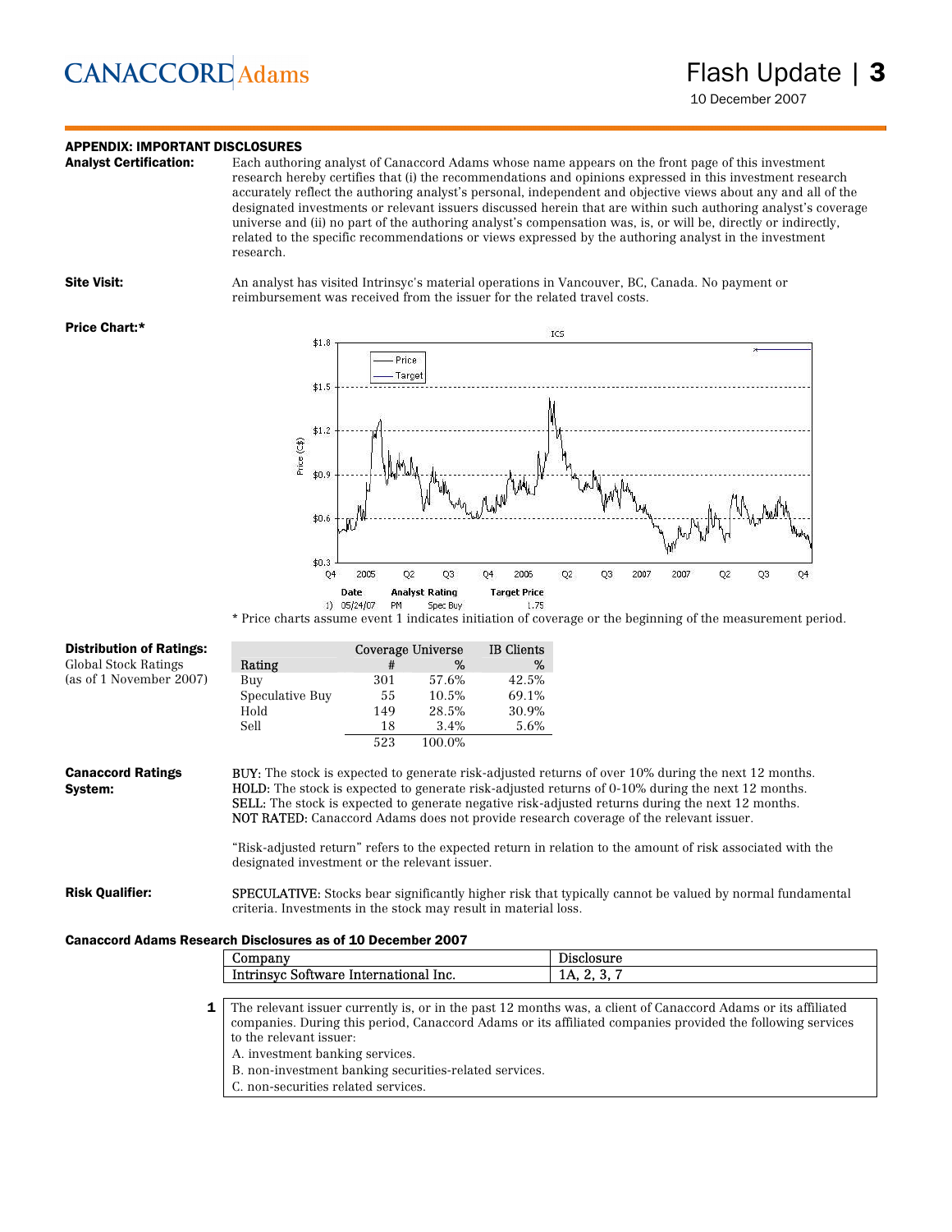## APPENDIX: IMPORTANT DISCLOSURES

**Analyst Certification:** Each authoring analyst of Canaccord Adams whose name appears on the front page of this investment research hereby certifies that (i) the recommendations and opinions expressed in this investment research accurately reflect the authoring analyst's personal, independent and objective views about any and all of the designated investments or relevant issuers discussed herein that are within such authoring analyst's coverage universe and (ii) no part of the authoring analyst's compensation was, is, or will be, directly or indirectly, related to the specific recommendations or views expressed by the authoring analyst in the investment research.

**Site Visit:** An analyst has visited Intrinsyc's material operations in Vancouver, BC, Canada. No payment or reimbursement was received from the issuer for the related travel costs.

**Price Chart:***

| | Date | Analyst Rating | Target Price |
|---|---|---|---|
| 1) | 05/24/07 PM | Spec Buy | 1.75 |

* Price charts assume event 1 indicates initiation of coverage or the beginning of the measurement period.

**Distribution of Ratings:**
Global Stock Ratings
(as of 1 November 2007)

| Rating | Coverage Universe # | Coverage Universe % | IB Clients % |
|---|---|---|---|
| Buy | 301 | 57.6% | 42.5% |
| Speculative Buy | 55 | 10.5% | 69.1% |
| Hold | 149 | 28.5% | 30.9% |
| Sell | 18 | 3.4% | 5.6% |
| | 523 | 100.0% | |

**Canaccord Ratings System:**

BUY: The stock is expected to generate risk-adjusted returns of over 10% during the next 12 months.
HOLD: The stock is expected to generate risk-adjusted returns of 0-10% during the next 12 months.
SELL: The stock is expected to generate negative risk-adjusted returns during the next 12 months.
NOT RATED: Canaccord Adams does not provide research coverage of the relevant issuer.

"Risk-adjusted return" refers to the expected return in relation to the amount of risk associated with the designated investment or the relevant issuer.

**Risk Qualifier:** SPECULATIVE: Stocks bear significantly higher risk that typically cannot be valued by normal fundamental criteria. Investments in the stock may result in material loss.

**Canaccord Adams Research Disclosures as of 10 December 2007**

| Company | Disclosure |
|---|---|
| Intrinsyc Software International Inc. | 1A, 2, 3, 7 |

**1** The relevant issuer currently is, or in the past 12 months was, a client of Canaccord Adams or its affiliated companies. During this period, Canaccord Adams or its affiliated companies provided the following services to the relevant issuer:
A. investment banking services.
B. non-investment banking securities-related services.
C. non-securities related services.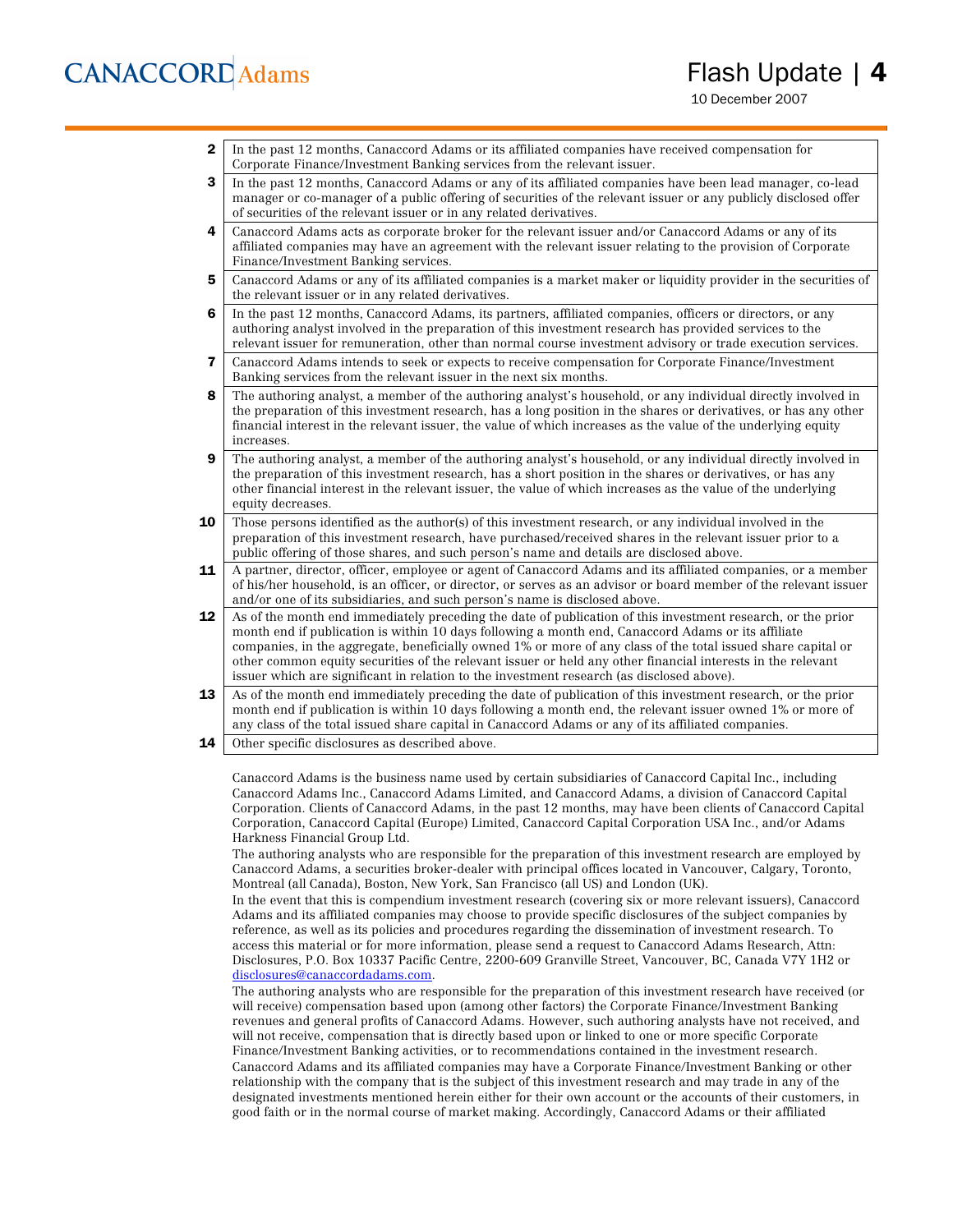| | |
|---|---|
| **2** | In the past 12 months, Canaccord Adams or its affiliated companies have received compensation for Corporate Finance/Investment Banking services from the relevant issuer. |
| **3** | In the past 12 months, Canaccord Adams or any of its affiliated companies have been lead manager, co-lead manager or co-manager of a public offering of securities of the relevant issuer or any publicly disclosed offer of securities of the relevant issuer or in any related derivatives. |
| **4** | Canaccord Adams acts as corporate broker for the relevant issuer and/or Canaccord Adams or any of its affiliated companies may have an agreement with the relevant issuer relating to the provision of Corporate Finance/Investment Banking services. |
| **5** | Canaccord Adams or any of its affiliated companies is a market maker or liquidity provider in the securities of the relevant issuer or in any related derivatives. |
| **6** | In the past 12 months, Canaccord Adams, its partners, affiliated companies, officers or directors, or any authoring analyst involved in the preparation of this investment research has provided services to the relevant issuer for remuneration, other than normal course investment advisory or trade execution services. |
| **7** | Canaccord Adams intends to seek or expects to receive compensation for Corporate Finance/Investment Banking services from the relevant issuer in the next six months. |
| **8** | The authoring analyst, a member of the authoring analyst's household, or any individual directly involved in the preparation of this investment research, has a long position in the shares or derivatives, or has any other financial interest in the relevant issuer, the value of which increases as the value of the underlying equity increases. |
| **9** | The authoring analyst, a member of the authoring analyst's household, or any individual directly involved in the preparation of this investment research, has a short position in the shares or derivatives, or has any other financial interest in the relevant issuer, the value of which increases as the value of the underlying equity decreases. |
| **10** | Those persons identified as the author(s) of this investment research, or any individual involved in the preparation of this investment research, have purchased/received shares in the relevant issuer prior to a public offering of those shares, and such person's name and details are disclosed above. |
| **11** | A partner, director, officer, employee or agent of Canaccord Adams and its affiliated companies, or a member of his/her household, is an officer, or director, or serves as an advisor or board member of the relevant issuer and/or one of its subsidiaries, and such person's name is disclosed above. |
| **12** | As of the month end immediately preceding the date of publication of this investment research, or the prior month end if publication is within 10 days following a month end, Canaccord Adams or its affiliate companies, in the aggregate, beneficially owned 1% or more of any class of the total issued share capital or other common equity securities of the relevant issuer or held any other financial interests in the relevant issuer which are significant in relation to the investment research (as disclosed above). |
| **13** | As of the month end immediately preceding the date of publication of this investment research, or the prior month end if publication is within 10 days following a month end, the relevant issuer owned 1% or more of any class of the total issued share capital in Canaccord Adams or any of its affiliated companies. |
| **14** | Other specific disclosures as described above. |

Canaccord Adams is the business name used by certain subsidiaries of Canaccord Capital Inc., including Canaccord Adams Inc., Canaccord Adams Limited, and Canaccord Adams, a division of Canaccord Capital Corporation. Clients of Canaccord Adams, in the past 12 months, may have been clients of Canaccord Capital Corporation, Canaccord Capital (Europe) Limited, Canaccord Capital Corporation USA Inc., and/or Adams Harkness Financial Group Ltd.

The authoring analysts who are responsible for the preparation of this investment research are employed by Canaccord Adams, a securities broker-dealer with principal offices located in Vancouver, Calgary, Toronto, Montreal (all Canada), Boston, New York, San Francisco (all US) and London (UK).

In the event that this is compendium investment research (covering six or more relevant issuers), Canaccord Adams and its affiliated companies may choose to provide specific disclosures of the subject companies by reference, as well as its policies and procedures regarding the dissemination of investment research. To access this material or for more information, please send a request to Canaccord Adams Research, Attn: Disclosures, P.O. Box 10337 Pacific Centre, 2200-609 Granville Street, Vancouver, BC, Canada V7Y 1H2 or disclosures@canaccordadams.com.

The authoring analysts who are responsible for the preparation of this investment research have received (or will receive) compensation based upon (among other factors) the Corporate Finance/Investment Banking revenues and general profits of Canaccord Adams. However, such authoring analysts have not received, and will not receive, compensation that is directly based upon or linked to one or more specific Corporate Finance/Investment Banking activities, or to recommendations contained in the investment research.

Canaccord Adams and its affiliated companies may have a Corporate Finance/Investment Banking or other relationship with the company that is the subject of this investment research and may trade in any of the designated investments mentioned herein either for their own account or the accounts of their customers, in good faith or in the normal course of market making. Accordingly, Canaccord Adams or their affiliated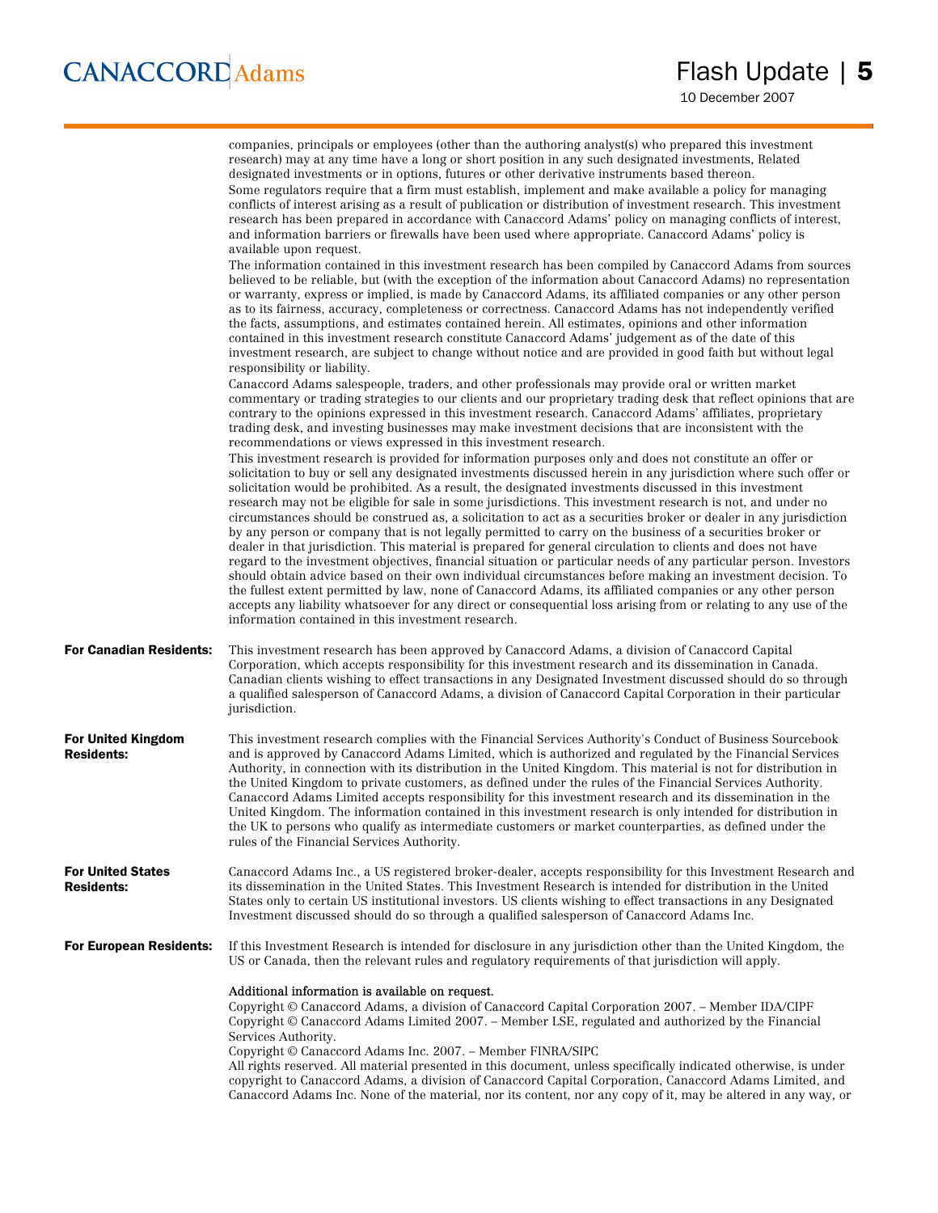companies, principals or employees (other than the authoring analyst(s) who prepared this investment research) may at any time have a long or short position in any such designated investments, Related designated investments or in options, futures or other derivative instruments based thereon.

Some regulators require that a firm must establish, implement and make available a policy for managing conflicts of interest arising as a result of publication or distribution of investment research. This investment research has been prepared in accordance with Canaccord Adams' policy on managing conflicts of interest, and information barriers or firewalls have been used where appropriate. Canaccord Adams' policy is available upon request.

The information contained in this investment research has been compiled by Canaccord Adams from sources believed to be reliable, but (with the exception of the information about Canaccord Adams) no representation or warranty, express or implied, is made by Canaccord Adams, its affiliated companies or any other person as to its fairness, accuracy, completeness or correctness. Canaccord Adams has not independently verified the facts, assumptions, and estimates contained herein. All estimates, opinions and other information contained in this investment research constitute Canaccord Adams' judgement as of the date of this investment research, are subject to change without notice and are provided in good faith but without legal responsibility or liability.

Canaccord Adams salespeople, traders, and other professionals may provide oral or written market commentary or trading strategies to our clients and our proprietary trading desk that reflect opinions that are contrary to the opinions expressed in this investment research. Canaccord Adams' affiliates, proprietary trading desk, and investing businesses may make investment decisions that are inconsistent with the recommendations or views expressed in this investment research.

This investment research is provided for information purposes only and does not constitute an offer or solicitation to buy or sell any designated investments discussed herein in any jurisdiction where such offer or solicitation would be prohibited. As a result, the designated investments discussed in this investment research may not be eligible for sale in some jurisdictions. This investment research is not, and under no circumstances should be construed as, a solicitation to act as a securities broker or dealer in any jurisdiction by any person or company that is not legally permitted to carry on the business of a securities broker or dealer in that jurisdiction. This material is prepared for general circulation to clients and does not have regard to the investment objectives, financial situation or particular needs of any particular person. Investors should obtain advice based on their own individual circumstances before making an investment decision. To the fullest extent permitted by law, none of Canaccord Adams, its affiliated companies or any other person accepts any liability whatsoever for any direct or consequential loss arising from or relating to any use of the information contained in this investment research.

**For Canadian Residents:** This investment research has been approved by Canaccord Adams, a division of Canaccord Capital Corporation, which accepts responsibility for this investment research and its dissemination in Canada. Canadian clients wishing to effect transactions in any Designated Investment discussed should do so through a qualified salesperson of Canaccord Adams, a division of Canaccord Capital Corporation in their particular jurisdiction.

**For United Kingdom Residents:** This investment research complies with the Financial Services Authority's Conduct of Business Sourcebook and is approved by Canaccord Adams Limited, which is authorized and regulated by the Financial Services Authority, in connection with its distribution in the United Kingdom. This material is not for distribution in the United Kingdom to private customers, as defined under the rules of the Financial Services Authority. Canaccord Adams Limited accepts responsibility for this investment research and its dissemination in the United Kingdom. The information contained in this investment research is only intended for distribution in the UK to persons who qualify as intermediate customers or market counterparties, as defined under the rules of the Financial Services Authority.

**For United States Residents:** Canaccord Adams Inc., a US registered broker-dealer, accepts responsibility for this Investment Research and its dissemination in the United States. This Investment Research is intended for distribution in the United States only to certain US institutional investors. US clients wishing to effect transactions in any Designated Investment discussed should do so through a qualified salesperson of Canaccord Adams Inc.

**For European Residents:** If this Investment Research is intended for disclosure in any jurisdiction other than the United Kingdom, the US or Canada, then the relevant rules and regulatory requirements of that jurisdiction will apply.

Additional information is available on request.

Copyright © Canaccord Adams, a division of Canaccord Capital Corporation 2007. – Member IDA/CIPF

Copyright © Canaccord Adams Limited 2007. – Member LSE, regulated and authorized by the Financial Services Authority.

Copyright © Canaccord Adams Inc. 2007. – Member FINRA/SIPC

All rights reserved. All material presented in this document, unless specifically indicated otherwise, is under copyright to Canaccord Adams, a division of Canaccord Capital Corporation, Canaccord Adams Limited, and Canaccord Adams Inc. None of the material, nor its content, nor any copy of it, may be altered in any way, or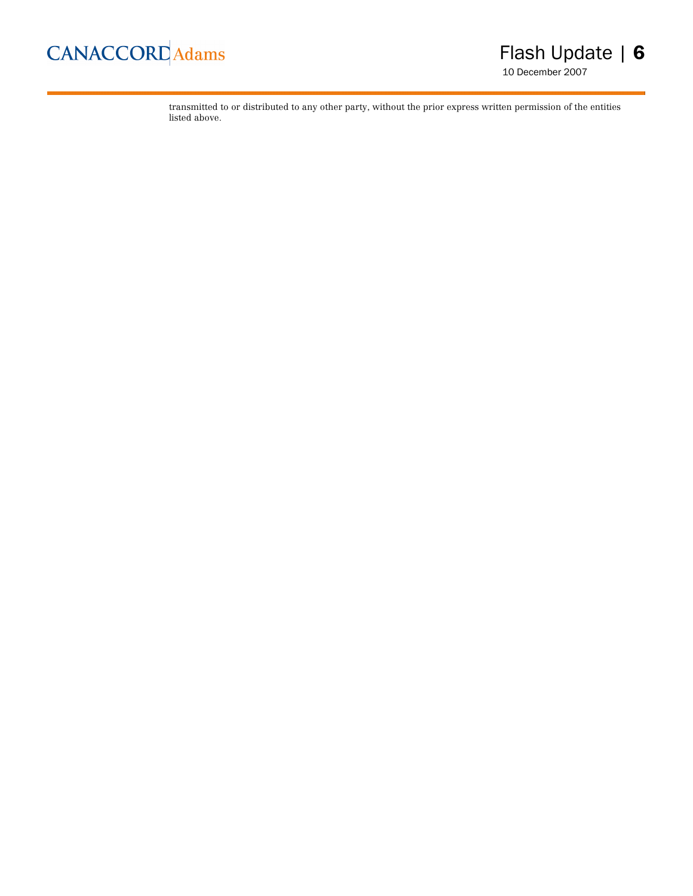transmitted to or distributed to any other party, without the prior express written permission of the entities listed above.